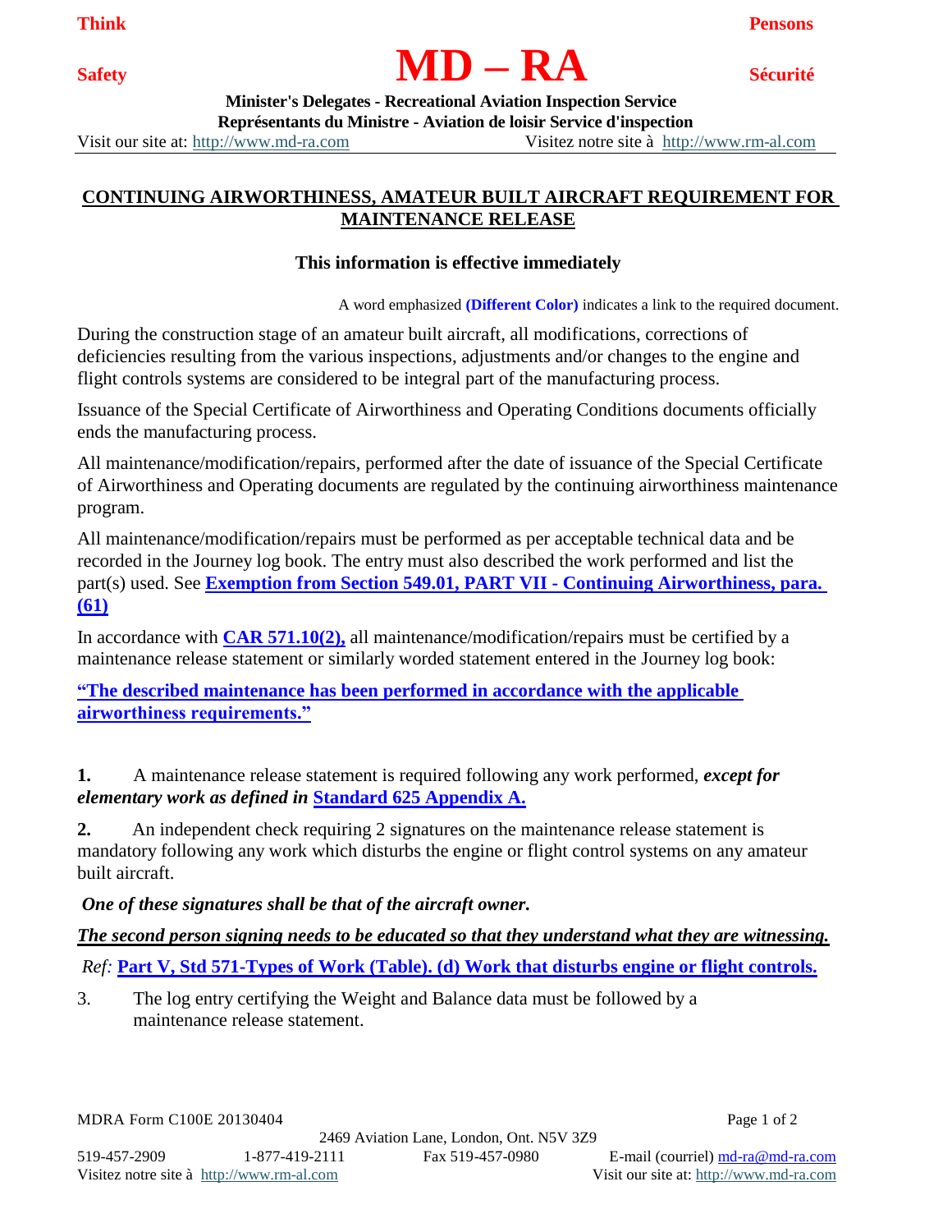**Think** **Pensons**

**Safety** **MD – RA** **Sécurité**

**Minister's Delegates - Recreational Aviation Inspection Service**
**Représentants du Ministre - Aviation de loisir Service d'inspection**

Visit our site at: http://www.md-ra.com Visitez notre site à http://www.rm-al.com

## CONTINUING AIRWORTHINESS, AMATEUR BUILT AIRCRAFT REQUIREMENT FOR MAINTENANCE RELEASE

**This information is effective immediately**

A word emphasized **(Different Color)** indicates a link to the required document.

During the construction stage of an amateur built aircraft, all modifications, corrections of deficiencies resulting from the various inspections, adjustments and/or changes to the engine and flight controls systems are considered to be integral part of the manufacturing process.

Issuance of the Special Certificate of Airworthiness and Operating Conditions documents officially ends the manufacturing process.

All maintenance/modification/repairs, performed after the date of issuance of the Special Certificate of Airworthiness and Operating documents are regulated by the continuing airworthiness maintenance program.

All maintenance/modification/repairs must be performed as per acceptable technical data and be recorded in the Journey log book. The entry must also described the work performed and list the part(s) used. See **Exemption from Section 549.01, PART VII - Continuing Airworthiness, para. (61)**

In accordance with **CAR 571.10(2),** all maintenance/modification/repairs must be certified by a maintenance release statement or similarly worded statement entered in the Journey log book:

**"The described maintenance has been performed in accordance with the applicable airworthiness requirements."**

**1.** A maintenance release statement is required following any work performed, ***except for elementary work as defined in*** **Standard 625 Appendix A.**

**2.** An independent check requiring 2 signatures on the maintenance release statement is mandatory following any work which disturbs the engine or flight control systems on any amateur built aircraft.

***One of these signatures shall be that of the aircraft owner.***

***The second person signing needs to be educated so that they understand what they are witnessing.***

*Ref:* **Part V, Std 571-Types of Work (Table). (d) Work that disturbs engine or flight controls.**

3. The log entry certifying the Weight and Balance data must be followed by a maintenance release statement.

MDRA Form C100E 20130404

2469 Aviation Lane, London, Ont. N5V 3Z9

519-457-2909 1-877-419-2111 Fax 519-457-0980 E-mail (courriel) md-ra@md-ra.com

Visitez notre site à http://www.rm-al.com Visit our site at: http://www.md-ra.com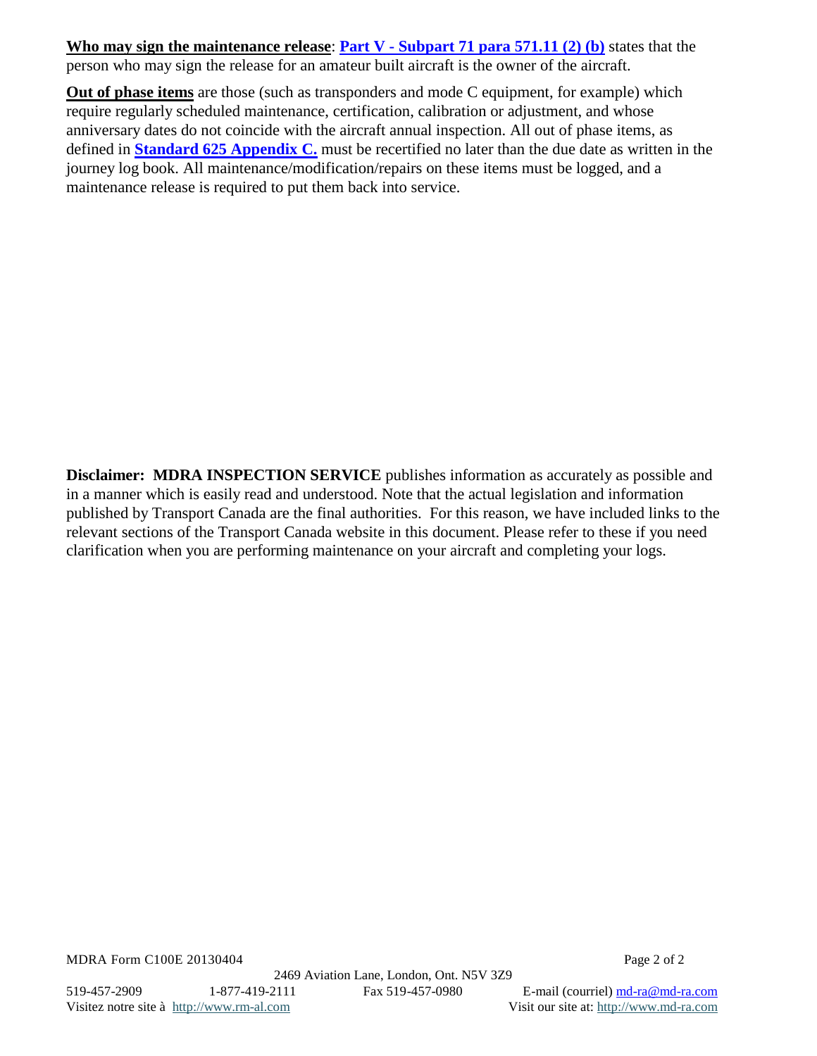**Who may sign the maintenance release**: **Part V - Subpart 71 para 571.11 (2) (b)** states that the person who may sign the release for an amateur built aircraft is the owner of the aircraft.

**Out of phase items** are those (such as transponders and mode C equipment, for example) which require regularly scheduled maintenance, certification, calibration or adjustment, and whose anniversary dates do not coincide with the aircraft annual inspection. All out of phase items, as defined in **Standard 625 Appendix C.** must be recertified no later than the due date as written in the journey log book. All maintenance/modification/repairs on these items must be logged, and a maintenance release is required to put them back into service.

**Disclaimer: MDRA INSPECTION SERVICE** publishes information as accurately as possible and in a manner which is easily read and understood. Note that the actual legislation and information published by Transport Canada are the final authorities. For this reason, we have included links to the relevant sections of the Transport Canada website in this document. Please refer to these if you need clarification when you are performing maintenance on your aircraft and completing your logs.

MDRA Form C100E 20130404

2469 Aviation Lane, London, Ont. N5V 3Z9

519-457-2909 1-877-419-2111 Fax 519-457-0980 E-mail (courriel) md-ra@md-ra.com

Visitez notre site à http://www.rm-al.com Visit our site at: http://www.md-ra.com